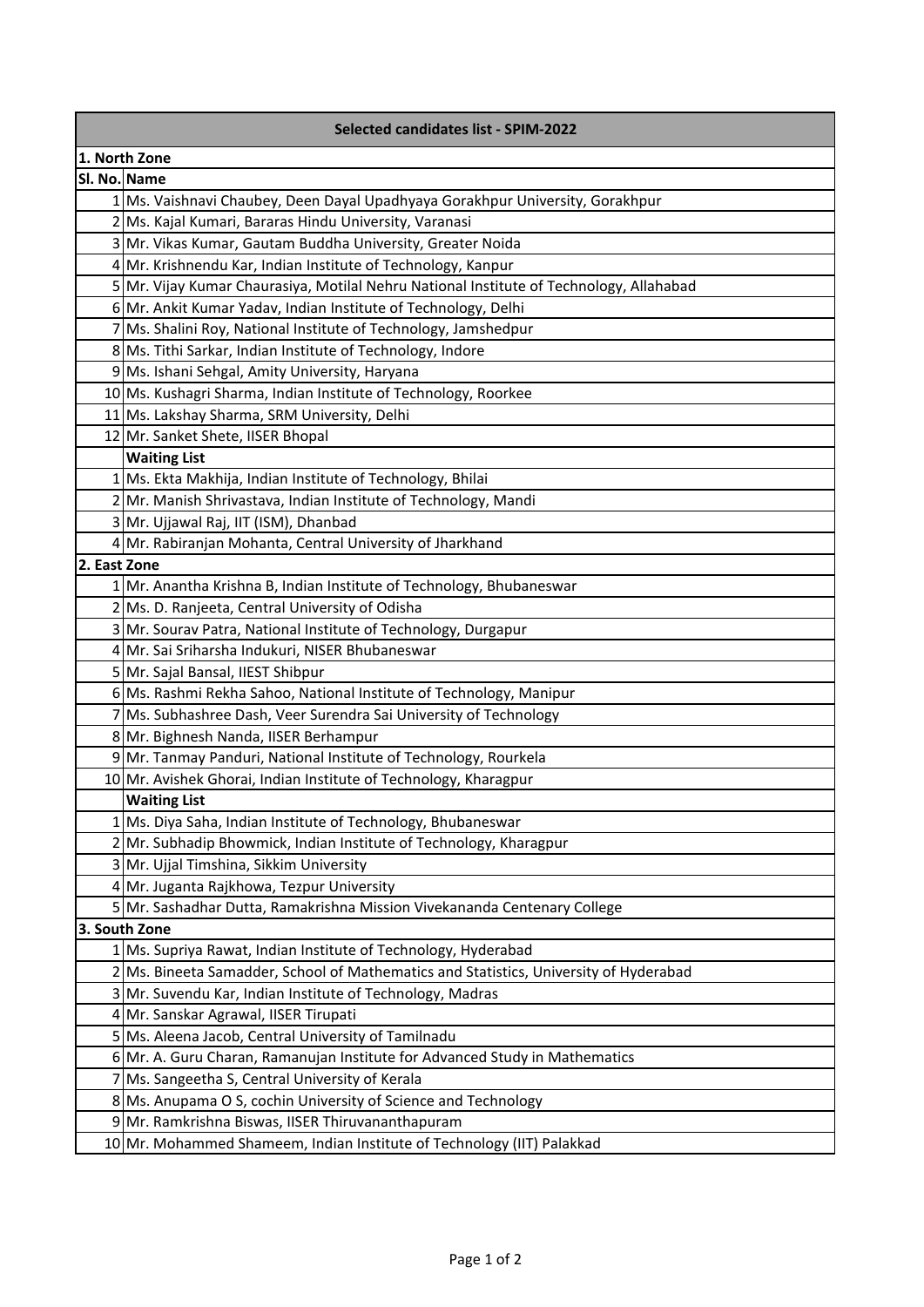| Selected candidates list - SPIM-2022 | |
|---|---|
| **1. North Zone** | |
| **Sl. No.** | **Name** |
| 1 | Ms. Vaishnavi Chaubey, Deen Dayal Upadhyaya Gorakhpur University, Gorakhpur |
| 2 | Ms. Kajal Kumari, Bararas Hindu University, Varanasi |
| 3 | Mr. Vikas Kumar, Gautam Buddha University, Greater Noida |
| 4 | Mr. Krishnendu Kar, Indian Institute of Technology, Kanpur |
| 5 | Mr. Vijay Kumar Chaurasiya, Motilal Nehru National Institute of Technology, Allahabad |
| 6 | Mr. Ankit Kumar Yadav, Indian Institute of Technology, Delhi |
| 7 | Ms. Shalini Roy, National Institute of Technology, Jamshedpur |
| 8 | Ms. Tithi Sarkar, Indian Institute of Technology, Indore |
| 9 | Ms. Ishani Sehgal, Amity University, Haryana |
| 10 | Ms. Kushagri Sharma, Indian Institute of Technology, Roorkee |
| 11 | Ms. Lakshay Sharma, SRM University, Delhi |
| 12 | Mr. Sanket Shete, IISER Bhopal |
| | **Waiting List** |
| 1 | Ms. Ekta Makhija, Indian Institute of Technology, Bhilai |
| 2 | Mr. Manish Shrivastava, Indian Institute of Technology, Mandi |
| 3 | Mr. Ujjawal Raj, IIT (ISM), Dhanbad |
| 4 | Mr. Rabiranjan Mohanta, Central University of Jharkhand |
| **2. East Zone** | |
| 1 | Mr. Anantha Krishna B, Indian Institute of Technology, Bhubaneswar |
| 2 | Ms. D. Ranjeeta, Central University of Odisha |
| 3 | Mr. Sourav Patra, National Institute of Technology, Durgapur |
| 4 | Mr. Sai Sriharsha Indukuri, NISER Bhubaneswar |
| 5 | Mr. Sajal Bansal, IIEST Shibpur |
| 6 | Ms. Rashmi Rekha Sahoo, National Institute of Technology, Manipur |
| 7 | Ms. Subhashree Dash, Veer Surendra Sai University of Technology |
| 8 | Mr. Bighnesh Nanda, IISER Berhampur |
| 9 | Mr. Tanmay Panduri, National Institute of Technology, Rourkela |
| 10 | Mr. Avishek Ghorai, Indian Institute of Technology, Kharagpur |
| | **Waiting List** |
| 1 | Ms. Diya Saha, Indian Institute of Technology, Bhubaneswar |
| 2 | Mr. Subhadip Bhowmick, Indian Institute of Technology, Kharagpur |
| 3 | Mr. Ujjal Timshina, Sikkim University |
| 4 | Mr. Juganta Rajkhowa, Tezpur University |
| 5 | Mr. Sashadhar Dutta, Ramakrishna Mission Vivekananda Centenary College |
| **3. South Zone** | |
| 1 | Ms. Supriya Rawat, Indian Institute of Technology, Hyderabad |
| 2 | Ms. Bineeta Samadder, School of Mathematics and Statistics, University of Hyderabad |
| 3 | Mr. Suvendu Kar, Indian Institute of Technology, Madras |
| 4 | Mr. Sanskar Agrawal, IISER Tirupati |
| 5 | Ms. Aleena Jacob, Central University of Tamilnadu |
| 6 | Mr. A. Guru Charan, Ramanujan Institute for Advanced Study in Mathematics |
| 7 | Ms. Sangeetha S, Central University of Kerala |
| 8 | Ms. Anupama O S, cochin University of Science and Technology |
| 9 | Mr. Ramkrishna Biswas, IISER Thiruvananthapuram |
| 10 | Mr. Mohammed Shameem, Indian Institute of Technology (IIT) Palakkad |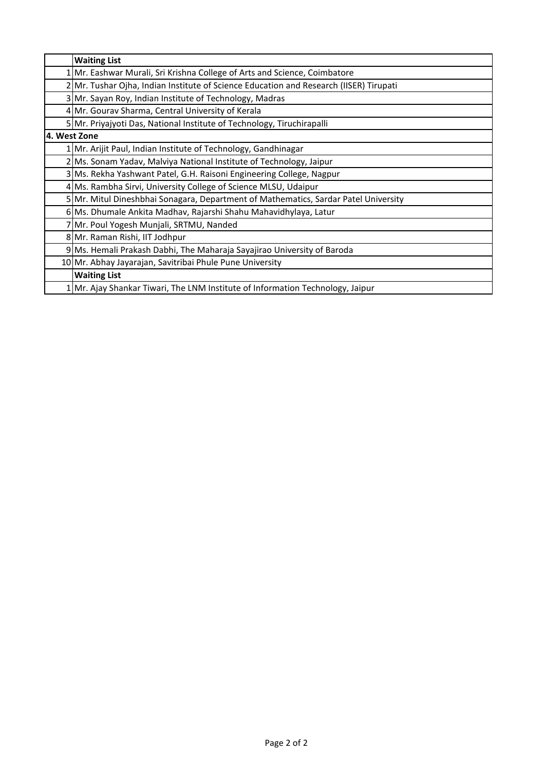| | |
|---|---|
| | **Waiting List** |
| 1 | Mr. Eashwar Murali, Sri Krishna College of Arts and Science, Coimbatore |
| 2 | Mr. Tushar Ojha, Indian Institute of Science Education and Research (IISER) Tirupati |
| 3 | Mr. Sayan Roy, Indian Institute of Technology, Madras |
| 4 | Mr. Gourav Sharma, Central University of Kerala |
| 5 | Mr. Priyajyoti Das, National Institute of Technology, Tiruchirapalli |
| **4. West Zone** | |
| 1 | Mr. Arijit Paul, Indian Institute of Technology, Gandhinagar |
| 2 | Ms. Sonam Yadav, Malviya National Institute of Technology, Jaipur |
| 3 | Ms. Rekha Yashwant Patel, G.H. Raisoni Engineering College, Nagpur |
| 4 | Ms. Rambha Sirvi, University College of Science MLSU, Udaipur |
| 5 | Mr. Mitul Dineshbhai Sonagara, Department of Mathematics, Sardar Patel University |
| 6 | Ms. Dhumale Ankita Madhav, Rajarshi Shahu Mahavidhylaya, Latur |
| 7 | Mr. Poul Yogesh Munjali, SRTMU, Nanded |
| 8 | Mr. Raman Rishi, IIT Jodhpur |
| 9 | Ms. Hemali Prakash Dabhi, The Maharaja Sayajirao University of Baroda |
| 10 | Mr. Abhay Jayarajan, Savitribai Phule Pune University |
| | **Waiting List** |
| 1 | Mr. Ajay Shankar Tiwari, The LNM Institute of Information Technology, Jaipur |